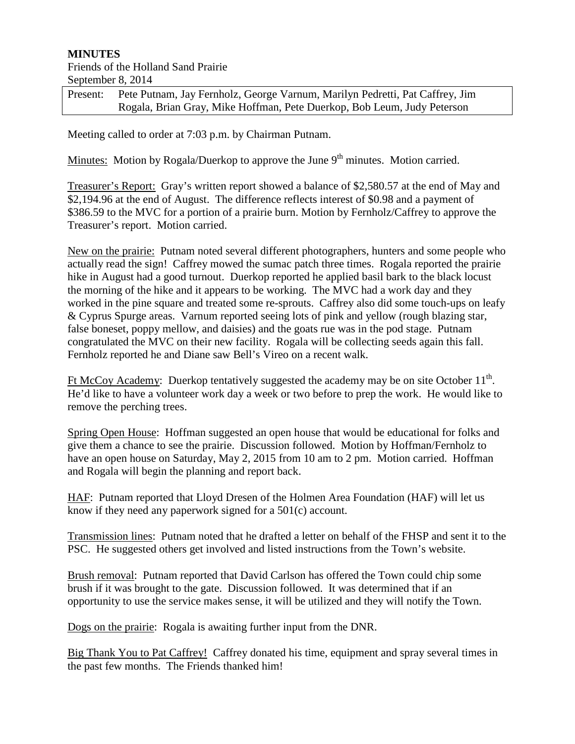**MINUTES**

Friends of the Holland Sand Prairie

September 8, 2014

| Present: | Pete Putnam, Jay Fernholz, George Varnum, Marilyn Pedretti, Pat Caffrey, Jim Rogala, Brian Gray, Mike Hoffman, Pete Duerkop, Bob Leum, Judy Peterson |
|---|---|

Meeting called to order at 7:03 p.m. by Chairman Putnam.

Minutes: Motion by Rogala/Duerkop to approve the June 9th minutes. Motion carried.

Treasurer's Report: Gray's written report showed a balance of $2,580.57 at the end of May and $2,194.96 at the end of August. The difference reflects interest of $0.98 and a payment of $386.59 to the MVC for a portion of a prairie burn. Motion by Fernholz/Caffrey to approve the Treasurer's report. Motion carried.

New on the prairie: Putnam noted several different photographers, hunters and some people who actually read the sign! Caffrey mowed the sumac patch three times. Rogala reported the prairie hike in August had a good turnout. Duerkop reported he applied basil bark to the black locust the morning of the hike and it appears to be working. The MVC had a work day and they worked in the pine square and treated some re-sprouts. Caffrey also did some touch-ups on leafy & Cyprus Spurge areas. Varnum reported seeing lots of pink and yellow (rough blazing star, false boneset, poppy mellow, and daisies) and the goats rue was in the pod stage. Putnam congratulated the MVC on their new facility. Rogala will be collecting seeds again this fall. Fernholz reported he and Diane saw Bell's Vireo on a recent walk.

Ft McCoy Academy: Duerkop tentatively suggested the academy may be on site October 11th. He'd like to have a volunteer work day a week or two before to prep the work. He would like to remove the perching trees.

Spring Open House: Hoffman suggested an open house that would be educational for folks and give them a chance to see the prairie. Discussion followed. Motion by Hoffman/Fernholz to have an open house on Saturday, May 2, 2015 from 10 am to 2 pm. Motion carried. Hoffman and Rogala will begin the planning and report back.

HAF: Putnam reported that Lloyd Dresen of the Holmen Area Foundation (HAF) will let us know if they need any paperwork signed for a 501(c) account.

Transmission lines: Putnam noted that he drafted a letter on behalf of the FHSP and sent it to the PSC. He suggested others get involved and listed instructions from the Town's website.

Brush removal: Putnam reported that David Carlson has offered the Town could chip some brush if it was brought to the gate. Discussion followed. It was determined that if an opportunity to use the service makes sense, it will be utilized and they will notify the Town.

Dogs on the prairie: Rogala is awaiting further input from the DNR.

Big Thank You to Pat Caffrey! Caffrey donated his time, equipment and spray several times in the past few months. The Friends thanked him!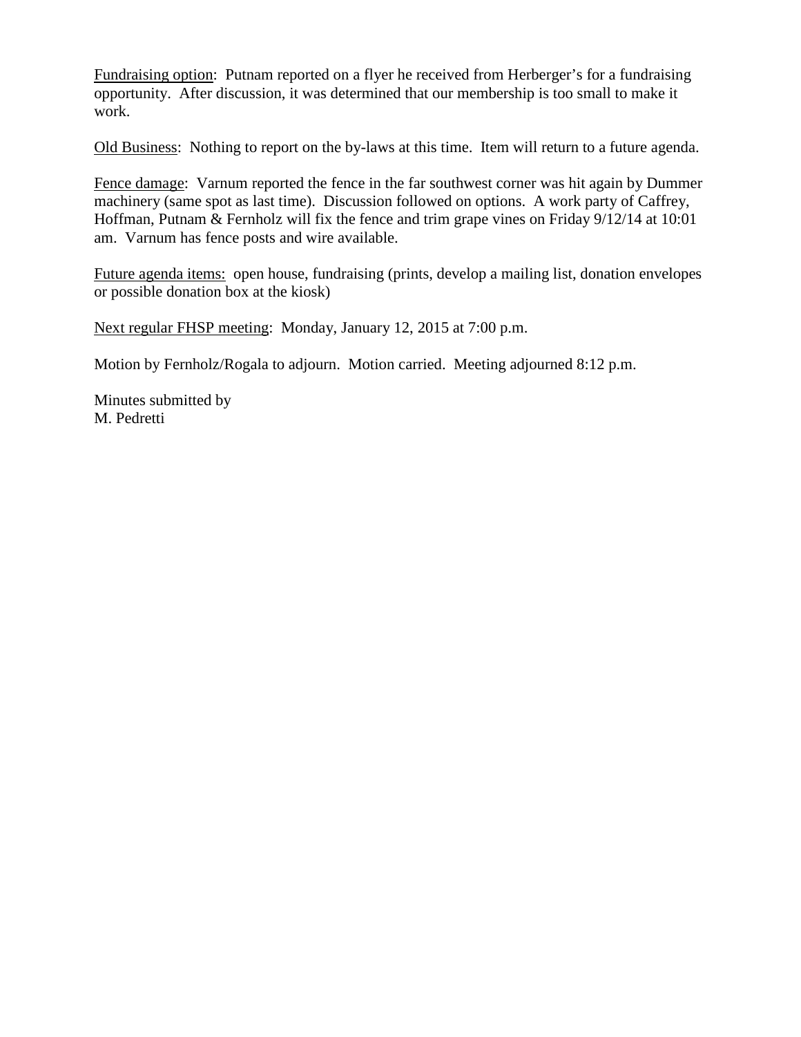Fundraising option: Putnam reported on a flyer he received from Herberger's for a fundraising opportunity. After discussion, it was determined that our membership is too small to make it work.

Old Business: Nothing to report on the by-laws at this time. Item will return to a future agenda.

Fence damage: Varnum reported the fence in the far southwest corner was hit again by Dummer machinery (same spot as last time). Discussion followed on options. A work party of Caffrey, Hoffman, Putnam & Fernholz will fix the fence and trim grape vines on Friday 9/12/14 at 10:01 am. Varnum has fence posts and wire available.

Future agenda items: open house, fundraising (prints, develop a mailing list, donation envelopes or possible donation box at the kiosk)

Next regular FHSP meeting: Monday, January 12, 2015 at 7:00 p.m.

Motion by Fernholz/Rogala to adjourn. Motion carried. Meeting adjourned 8:12 p.m.

Minutes submitted by
M. Pedretti